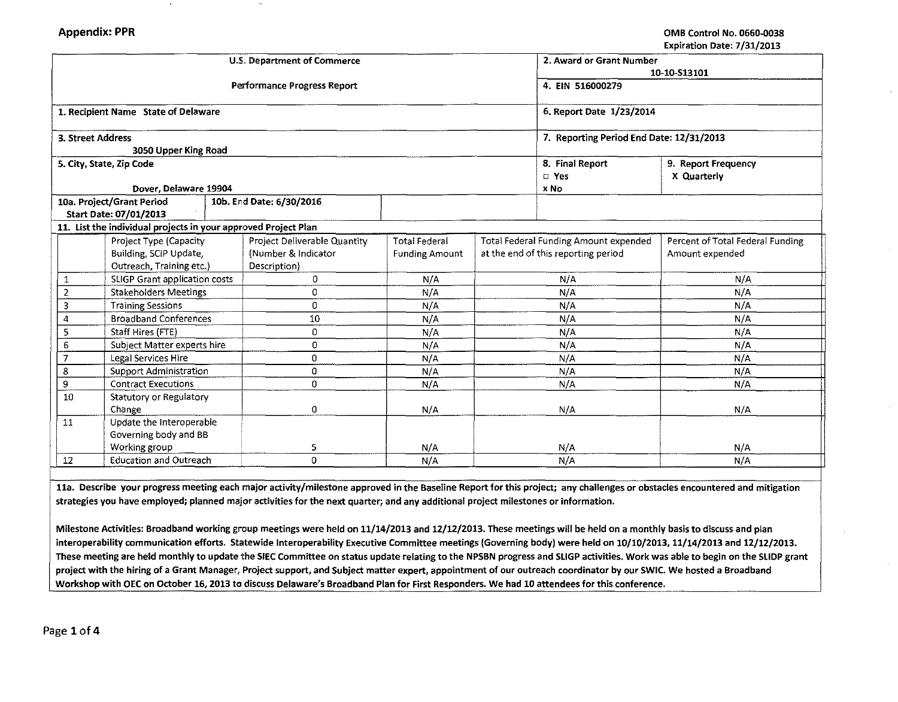**Appendix: PPR**

OMB Control No. 0660-0038
Expiration Date: 7/31/2013

| U.S. Department of Commerce<br>Performance Progress Report | 2. Award or Grant Number<br>10-10-S13101 | |
|---|---|---|
| | 4. EIN 516000279 | |
| 1. Recipient Name State of Delaware | 6. Report Date 1/23/2014 | |
| 3. Street Address<br>3050 Upper King Road | 7. Reporting Period End Date: 12/31/2013 | |
| 5. City, State, Zip Code<br>Dover, Delaware 19904 | 8. Final Report<br>□ Yes<br>x No | 9. Report Frequency<br>X Quarterly |
| 10a. Project/Grant Period Start Date: 07/01/2013 | 10b. End Date: 6/30/2016 | |

**11. List the individual projects in your approved Project Plan**

| | Project Type (Capacity Building, SCIP Update, Outreach, Training etc.) | Project Deliverable Quantity (Number & Indicator Description) | Total Federal Funding Amount | Total Federal Funding Amount expended at the end of this reporting period | Percent of Total Federal Funding Amount expended |
|---|---|---|---|---|---|
| 1 | SLIGP Grant application costs | 0 | N/A | N/A | N/A |
| 2 | Stakeholders Meetings | 0 | N/A | N/A | N/A |
| 3 | Training Sessions | 0 | N/A | N/A | N/A |
| 4 | Broadband Conferences | 10 | N/A | N/A | N/A |
| 5 | Staff Hires (FTE) | 0 | N/A | N/A | N/A |
| 6 | Subject Matter experts hire | 0 | N/A | N/A | N/A |
| 7 | Legal Services Hire | 0 | N/A | N/A | N/A |
| 8 | Support Administration | 0 | N/A | N/A | N/A |
| 9 | Contract Executions | 0 | N/A | N/A | N/A |
| 10 | Statutory or Regulatory Change | 0 | N/A | N/A | N/A |
| 11 | Update the Interoperable Governing body and BB Working group | 5 | N/A | N/A | N/A |
| 12 | Education and Outreach | 0 | N/A | N/A | N/A |

**11a. Describe your progress meeting each major activity/milestone approved in the Baseline Report for this project; any challenges or obstacles encountered and mitigation strategies you have employed; planned major activities for the next quarter; and any additional project milestones or information.**

**Milestone Activities: Broadband working group meetings were held on 11/14/2013 and 12/12/2013. These meetings will be held on a monthly basis to discuss and plan interoperability communication efforts. Statewide Interoperability Executive Committee meetings (Governing body) were held on 10/10/2013, 11/14/2013 and 12/12/2013. These meeting are held monthly to update the SIEC Committee on status update relating to the NPSBN progress and SLIGP activities. Work was able to begin on the SLIDP grant project with the hiring of a Grant Manager, Project support, and Subject matter expert, appointment of our outreach coordinator by our SWIC. We hosted a Broadband Workshop with OEC on October 16, 2013 to discuss Delaware's Broadband Plan for First Responders. We had 10 attendees for this conference.**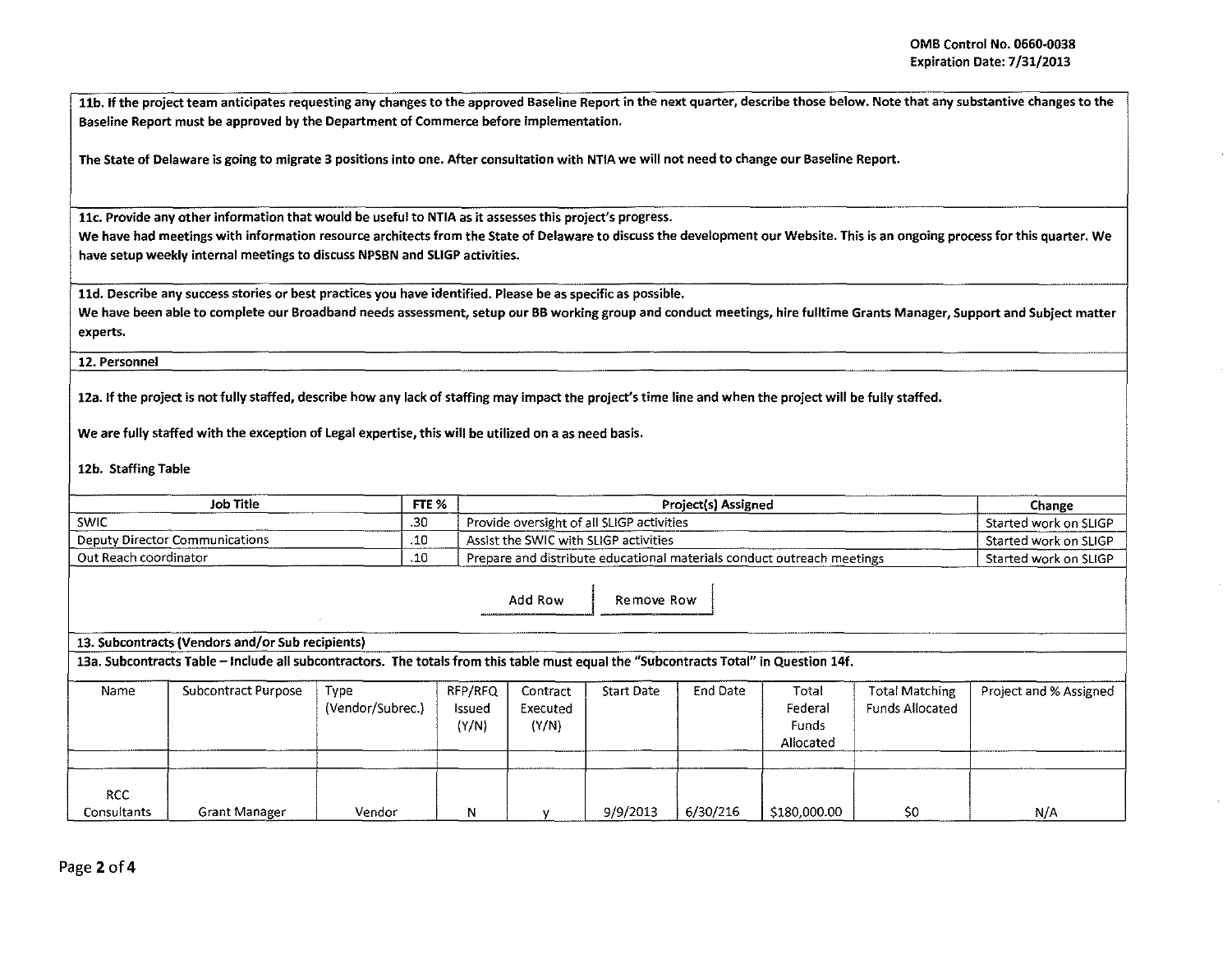**11b. If the project team anticipates requesting any changes to the approved Baseline Report in the next quarter, describe those below. Note that any substantive changes to the Baseline Report must be approved by the Department of Commerce before implementation.**

**The State of Delaware is going to migrate 3 positions into one. After consultation with NTIA we will not need to change our Baseline Report.**

**11c. Provide any other information that would be useful to NTIA as it assesses this project's progress.**

**We have had meetings with information resource architects from the State of Delaware to discuss the development our Website. This is an ongoing process for this quarter. We have setup weekly internal meetings to discuss NPSBN and SLIGP activities.**

**11d. Describe any success stories or best practices you have identified. Please be as specific as possible.**

**We have been able to complete our Broadband needs assessment, setup our BB working group and conduct meetings, hire fulltime Grants Manager, Support and Subject matter experts.**

**12. Personnel**

**12a. If the project is not fully staffed, describe how any lack of staffing may impact the project's time line and when the project will be fully staffed.**

**We are fully staffed with the exception of Legal expertise, this will be utilized on a as need basis.**

**12b. Staffing Table**

| Job Title | FTE % | Project(s) Assigned | Change |
|---|---|---|---|
| SWIC | .30 | Provide oversight of all SLIGP activities | Started work on SLIGP |
| Deputy Director Communications | .10 | Assist the SWIC with SLIGP activities | Started work on SLIGP |
| Out Reach coordinator | .10 | Prepare and distribute educational materials conduct outreach meetings | Started work on SLIGP |

**13. Subcontracts (Vendors and/or Sub recipients)**

**13a. Subcontracts Table – Include all subcontractors. The totals from this table must equal the "Subcontracts Total" in Question 14f.**

| Name | Subcontract Purpose | Type (Vendor/Subrec.) | RFP/RFQ Issued (Y/N) | Contract Executed (Y/N) | Start Date | End Date | Total Federal Funds Allocated | Total Matching Funds Allocated | Project and % Assigned |
|---|---|---|---|---|---|---|---|---|---|
| | | | | | | | | | |
| RCC Consultants | Grant Manager | Vendor | N | y | 9/9/2013 | 6/30/216 | $180,000.00 | $0 | N/A |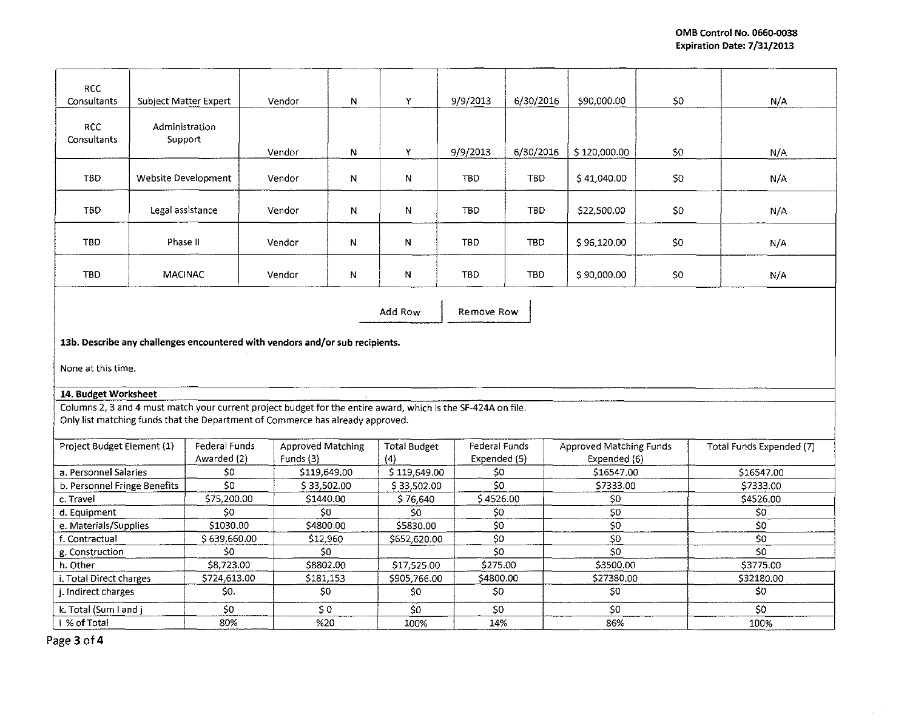| RCC Consultants | Subject Matter Expert | Vendor | N | Y | 9/9/2013 | 6/30/2016 | $90,000.00 | $0 | N/A |
|---|---|---|---|---|---|---|---|---|---|
| RCC Consultants | Administration Support | Vendor | N | Y | 9/9/2013 | 6/30/2016 | $ 120,000.00 | $0 | N/A |
| TBD | Website Development | Vendor | N | N | TBD | TBD | $ 41,040.00 | $0 | N/A |
| TBD | Legal assistance | Vendor | N | N | TBD | TBD | $22,500.00 | $0 | N/A |
| TBD | Phase II | Vendor | N | N | TBD | TBD | $ 96,120.00 | $0 | N/A |
| TBD | MACINAC | Vendor | N | N | TBD | TBD | $ 90,000.00 | $0 | N/A |

Add Row | Remove Row

**13b. Describe any challenges encountered with vendors and/or sub recipients.**

None at this time.

**14. Budget Worksheet**

Columns 2, 3 and 4 must match your current project budget for the entire award, which is the SF-424A on file.
Only list matching funds that the Department of Commerce has already approved.

| Project Budget Element (1) | Federal Funds Awarded (2) | Approved Matching Funds (3) | Total Budget (4) | Federal Funds Expended (5) | Approved Matching Funds Expended (6) | Total Funds Expended (7) |
|---|---|---|---|---|---|---|
| a. Personnel Salaries | $0 | $119,649.00 | $ 119,649.00 | $0 | $16547.00 | $16547.00 |
| b. Personnel Fringe Benefits | $0 | $ 33,502.00 | $ 33,502.00 | $0 | $7333.00 | $7333.00 |
| c. Travel | $75,200.00 | $1440.00 | $ 76,640 | $ 4526.00 | $0 | $4526.00 |
| d. Equipment | $0 | $0 | $0 | $0 | $0 | $0 |
| e. Materials/Supplies | $1030.00 | $4800.00 | $5830.00 | $0 | $0 | $0 |
| f. Contractual | $ 639,660.00 | $12,960 | $652,620.00 | $0 | $0 | $0 |
| g. Construction | $0 | $0 | | $0 | $0 | $0 |
| h. Other | $8,723.00 | $8802.00 | $17,525.00 | $275.00 | $3500.00 | $3775.00 |
| i. Total Direct charges | $724,613.00 | $181,153 | $905,766.00 | $4800.00 | $27380.00 | $32180.00 |
| j. Indirect charges | $0. | $0 | $0 | $0 | $0 | $0 |
| k. Total (Sum I and j | $0 | $ 0 | $0 | $0 | $0 | $0 |
| i % of Total | 80% | %20 | 100% | 14% | 86% | 100% |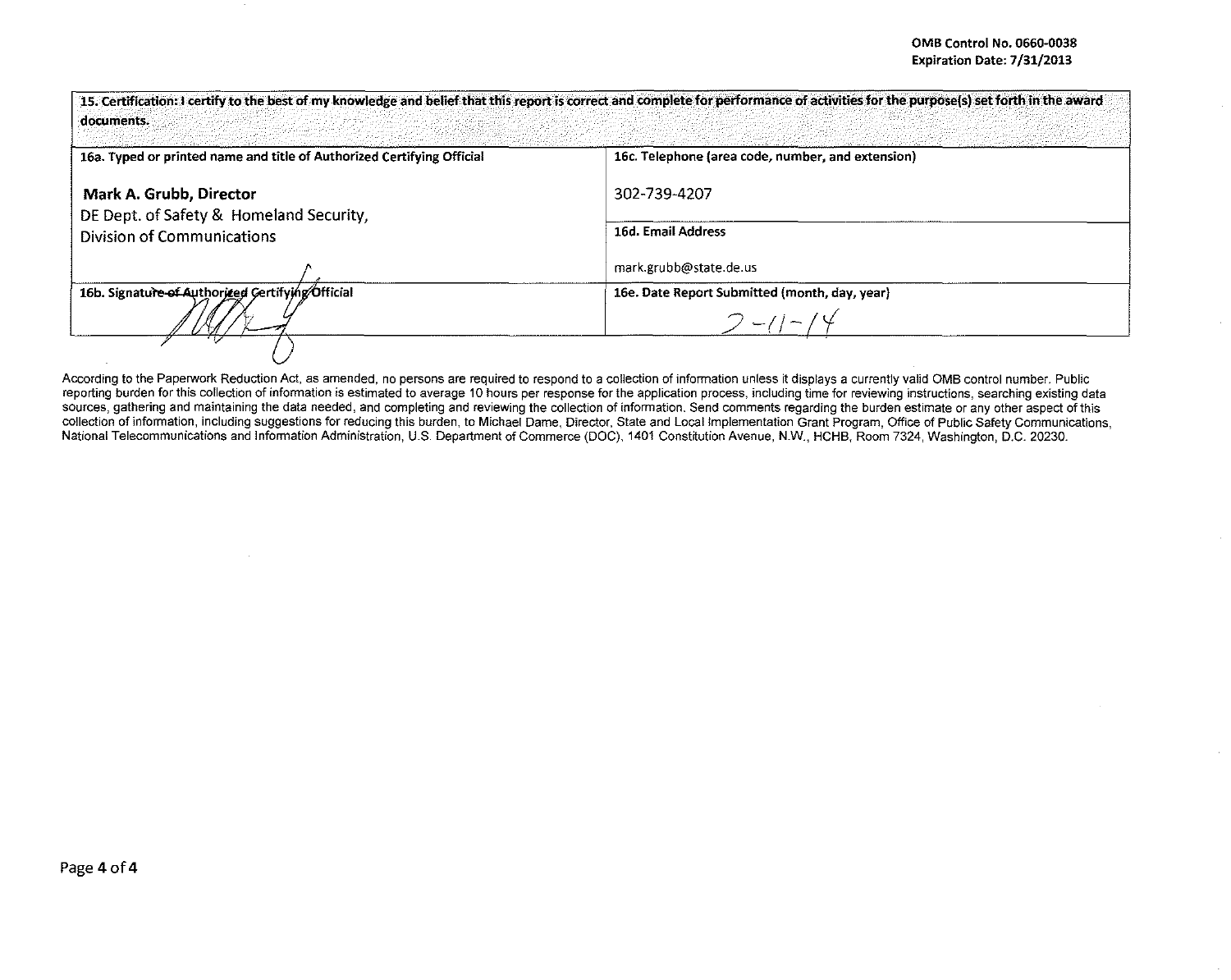OMB Control No. 0660-0038
Expiration Date: 7/31/2013

| | |
|---|---|
| **15. Certification: I certify to the best of my knowledge and belief that this report is correct and complete for performance of activities for the purpose(s) set forth in the award documents.** | |
| **16a. Typed or printed name and title of Authorized Certifying Official**<br><br>**Mark A. Grubb, Director**<br>DE Dept. of Safety & Homeland Security,<br>Division of Communications | **16c. Telephone (area code, number, and extension)**<br><br>302-739-4207 |
| | **16d. Email Address**<br><br>mark.grubb@state.de.us |
| **16b. Signature of Authorized Certifying Official** | **16e. Date Report Submitted (month, day, year)**<br><br>2-11-14 |

According to the Paperwork Reduction Act, as amended, no persons are required to respond to a collection of information unless it displays a currently valid OMB control number. Public reporting burden for this collection of information is estimated to average 10 hours per response for the application process, including time for reviewing instructions, searching existing data sources, gathering and maintaining the data needed, and completing and reviewing the collection of information. Send comments regarding the burden estimate or any other aspect of this collection of information, including suggestions for reducing this burden, to Michael Dame, Director, State and Local Implementation Grant Program, Office of Public Safety Communications, National Telecommunications and Information Administration, U.S. Department of Commerce (DOC), 1401 Constitution Avenue, N.W., HCHB, Room 7324, Washington, D.C. 20230.